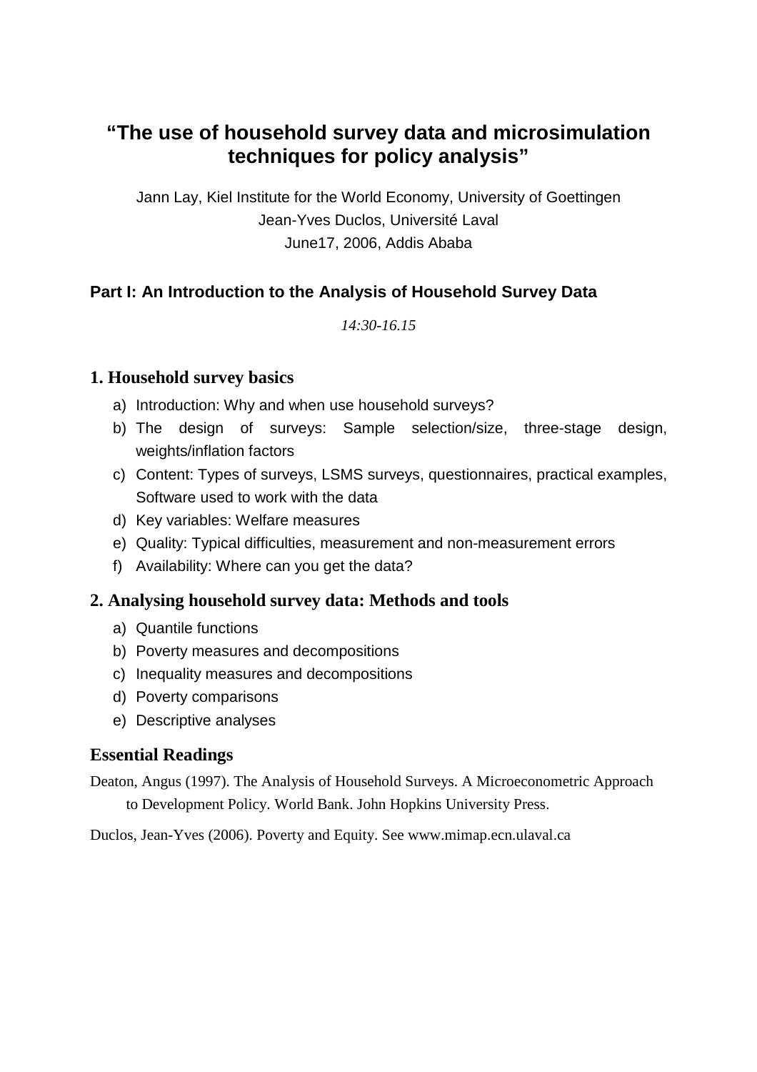# “The use of household survey data and microsimulation techniques for policy analysis”

Jann Lay, Kiel Institute for the World Economy, University of Goettingen

Jean-Yves Duclos, Université Laval

June17, 2006, Addis Ababa

## Part I: An Introduction to the Analysis of Household Survey Data

*14:30-16.15*

### 1. Household survey basics

a) Introduction: Why and when use household surveys?
b) The design of surveys: Sample selection/size, three-stage design, weights/inflation factors
c) Content: Types of surveys, LSMS surveys, questionnaires, practical examples, Software used to work with the data
d) Key variables: Welfare measures
e) Quality: Typical difficulties, measurement and non-measurement errors
f) Availability: Where can you get the data?

### 2. Analysing household survey data: Methods and tools

a) Quantile functions
b) Poverty measures and decompositions
c) Inequality measures and decompositions
d) Poverty comparisons
e) Descriptive analyses

### Essential Readings

Deaton, Angus (1997). The Analysis of Household Surveys. A Microeconometric Approach to Development Policy. World Bank. John Hopkins University Press.

Duclos, Jean-Yves (2006). Poverty and Equity. See www.mimap.ecn.ulaval.ca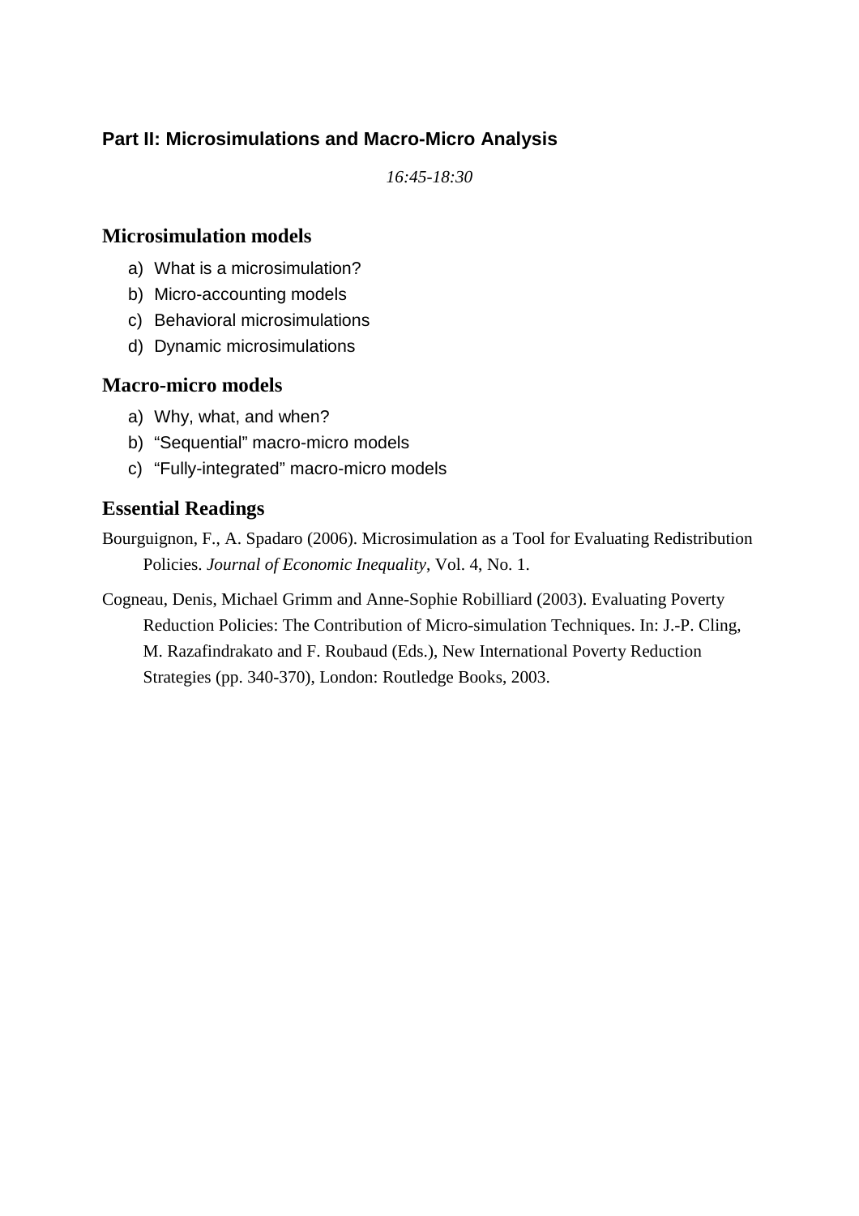## Part II: Microsimulations and Macro-Micro Analysis

*16:45-18:30*

### Microsimulation models

a) What is a microsimulation?
b) Micro-accounting models
c) Behavioral microsimulations
d) Dynamic microsimulations

### Macro-micro models

a) Why, what, and when?
b) "Sequential" macro-micro models
c) "Fully-integrated" macro-micro models

### Essential Readings

Bourguignon, F., A. Spadaro (2006). Microsimulation as a Tool for Evaluating Redistribution Policies. *Journal of Economic Inequality*, Vol. 4, No. 1.

Cogneau, Denis, Michael Grimm and Anne-Sophie Robilliard (2003). Evaluating Poverty Reduction Policies: The Contribution of Micro-simulation Techniques. In: J.-P. Cling, M. Razafindrakato and F. Roubaud (Eds.), New International Poverty Reduction Strategies (pp. 340-370), London: Routledge Books, 2003.